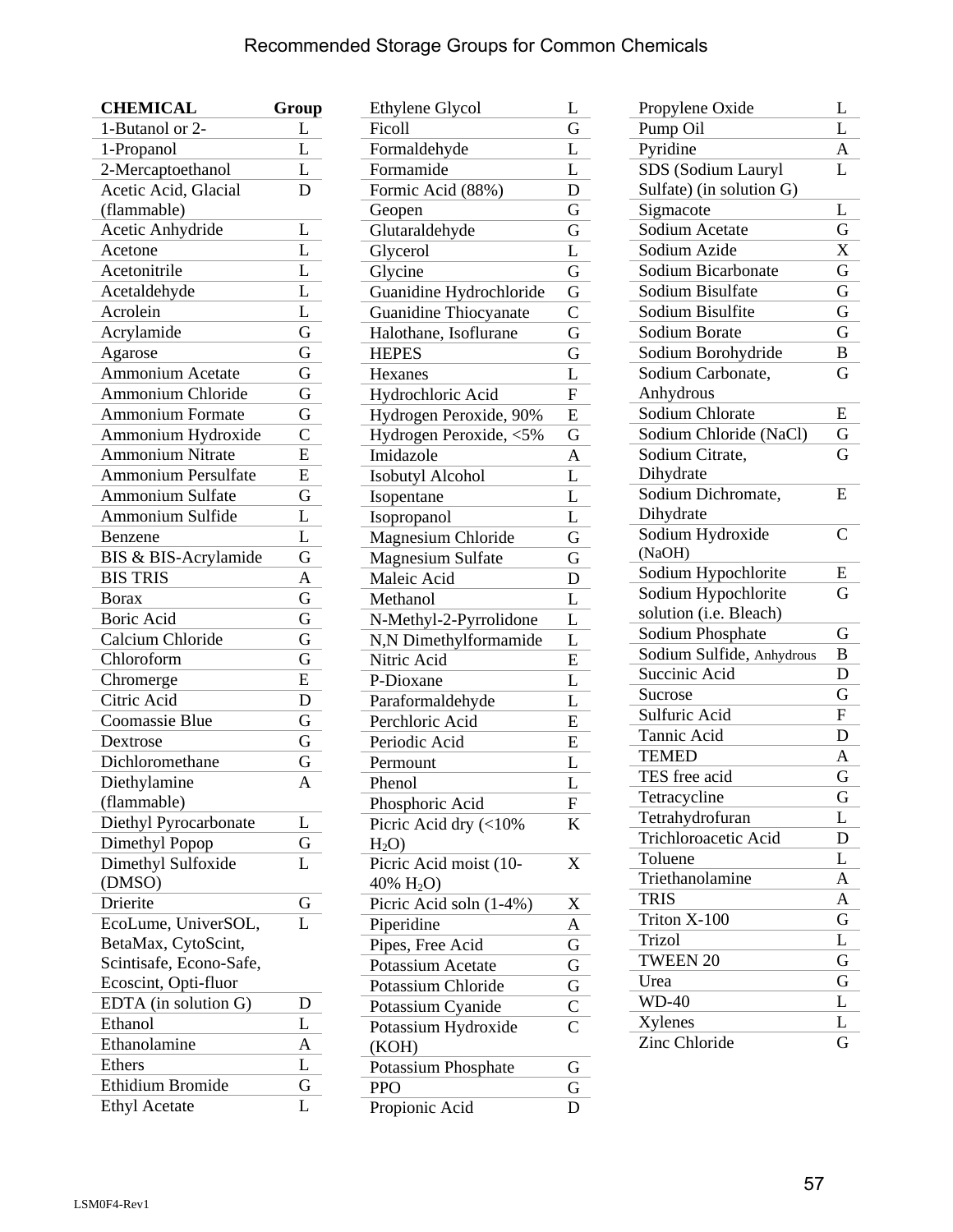# Recommended Storage Groups for Common Chemicals

| CHEMICAL | Group |
|---|---|
| 1-Butanol or 2- | L |
| 1-Propanol | L |
| 2-Mercaptoethanol | L |
| Acetic Acid, Glacial (flammable) | D |
| Acetic Anhydride | L |
| Acetone | L |
| Acetonitrile | L |
| Acetaldehyde | L |
| Acrolein | L |
| Acrylamide | G |
| Agarose | G |
| Ammonium Acetate | G |
| Ammonium Chloride | G |
| Ammonium Formate | G |
| Ammonium Hydroxide | C |
| Ammonium Nitrate | E |
| Ammonium Persulfate | E |
| Ammonium Sulfate | G |
| Ammonium Sulfide | L |
| Benzene | L |
| BIS & BIS-Acrylamide | G |
| BIS TRIS | A |
| Borax | G |
| Boric Acid | G |
| Calcium Chloride | G |
| Chloroform | G |
| Chromerge | E |
| Citric Acid | D |
| Coomassie Blue | G |
| Dextrose | G |
| Dichloromethane | G |
| Diethylamine (flammable) | A |
| Diethyl Pyrocarbonate | L |
| Dimethyl Popop | G |
| Dimethyl Sulfoxide (DMSO) | L |
| Drierite | G |
| EcoLume, UniverSOL, BetaMax, CytoScint, Scintisafe, Econo-Safe, Ecoscint, Opti-fluor | L |
| EDTA (in solution G) | D |
| Ethanol | L |
| Ethanolamine | A |
| Ethers | L |
| Ethidium Bromide | G |
| Ethyl Acetate | L |
| Ethylene Glycol | L |
| Ficoll | G |
| Formaldehyde | L |
| Formamide | L |
| Formic Acid (88%) | D |
| Geopen | G |
| Glutaraldehyde | G |
| Glycerol | L |
| Glycine | G |
| Guanidine Hydrochloride | G |
| Guanidine Thiocyanate | C |
| Halothane, Isoflurane | G |
| HEPES | G |
| Hexanes | L |
| Hydrochloric Acid | F |
| Hydrogen Peroxide, 90% | E |
| Hydrogen Peroxide, <5% | G |
| Imidazole | A |
| Isobutyl Alcohol | L |
| Isopentane | L |
| Isopropanol | L |
| Magnesium Chloride | G |
| Magnesium Sulfate | G |
| Maleic Acid | D |
| Methanol | L |
| N-Methyl-2-Pyrrolidone | L |
| N,N Dimethylformamide | L |
| Nitric Acid | E |
| P-Dioxane | L |
| Paraformaldehyde | L |
| Perchloric Acid | E |
| Periodic Acid | E |
| Permount | L |
| Phenol | L |
| Phosphoric Acid | F |
| Picric Acid dry (<10% $H_2O$) | K |
| Picric Acid moist (10-40% $H_2O$) | X |
| Picric Acid soln (1-4%) | X |
| Piperidine | A |
| Pipes, Free Acid | G |
| Potassium Acetate | G |
| Potassium Chloride | G |
| Potassium Cyanide | C |
| Potassium Hydroxide (KOH) | C |
| Potassium Phosphate | G |
| PPO | G |
| Propionic Acid | D |
| Propylene Oxide | L |
| Pump Oil | L |
| Pyridine | A |
| SDS (Sodium Lauryl Sulfate) (in solution G) | L |
| Sigmacote | L |
| Sodium Acetate | G |
| Sodium Azide | X |
| Sodium Bicarbonate | G |
| Sodium Bisulfate | G |
| Sodium Bisulfite | G |
| Sodium Borate | G |
| Sodium Borohydride | B |
| Sodium Carbonate, Anhydrous | G |
| Sodium Chlorate | E |
| Sodium Chloride (NaCl) | G |
| Sodium Citrate, Dihydrate | G |
| Sodium Dichromate, Dihydrate | E |
| Sodium Hydroxide (NaOH) | C |
| Sodium Hypochlorite | E |
| Sodium Hypochlorite solution (i.e. Bleach) | G |
| Sodium Phosphate | G |
| Sodium Sulfide, Anhydrous | B |
| Succinic Acid | D |
| Sucrose | G |
| Sulfuric Acid | F |
| Tannic Acid | D |
| TEMED | A |
| TES free acid | G |
| Tetracycline | G |
| Tetrahydrofuran | L |
| Trichloroacetic Acid | D |
| Toluene | L |
| Triethanolamine | A |
| TRIS | A |
| Triton X-100 | G |
| Trizol | L |
| TWEEN 20 | G |
| Urea | G |
| WD-40 | L |
| Xylenes | L |
| Zinc Chloride | G |

LSM0F4-Rev1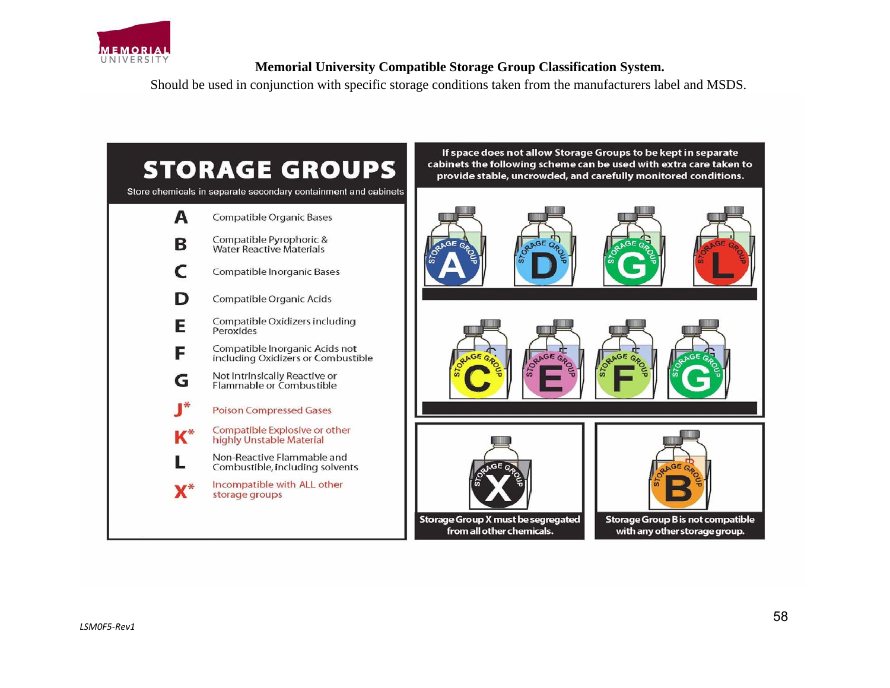**Memorial University Compatible Storage Group Classification System.**

Should be used in conjunction with specific storage conditions taken from the manufacturers label and MSDS.

## STORAGE GROUPS

Store chemicals in separate secondary containment and cabinets

| | |
|---|---|
| **A** | Compatible Organic Bases |
| **B** | Compatible Pyrophoric & Water Reactive Materials |
| **C** | Compatible Inorganic Bases |
| **D** | Compatible Organic Acids |
| **E** | Compatible Oxidizers including Peroxides |
| **F** | Compatible Inorganic Acids not including Oxidizers or Combustible |
| **G** | Not Intrinsically Reactive or Flammable or Combustible |
| **J*** | Poison Compressed Gases |
| **K*** | Compatible Explosive or other highly Unstable Material |
| **L** | Non-Reactive Flammable and Combustible, including solvents |
| **X*** | Incompatible with ALL other storage groups |

**If space does not allow Storage Groups to be kept in separate cabinets the following scheme can be used with extra care taken to provide stable, uncrowded, and carefully monitored conditions.**

STORAGE GROUP A
STORAGE GROUP D
STORAGE GROUP G
STORAGE GROUP L

STORAGE GROUP C
STORAGE GROUP E
STORAGE GROUP F
STORAGE GROUP G

STORAGE GROUP X

**Storage Group X must be segregated from all other chemicals.**

STORAGE GROUP B

**Storage Group B is not compatible with any other storage group.**

*LSM0F5-Rev1*